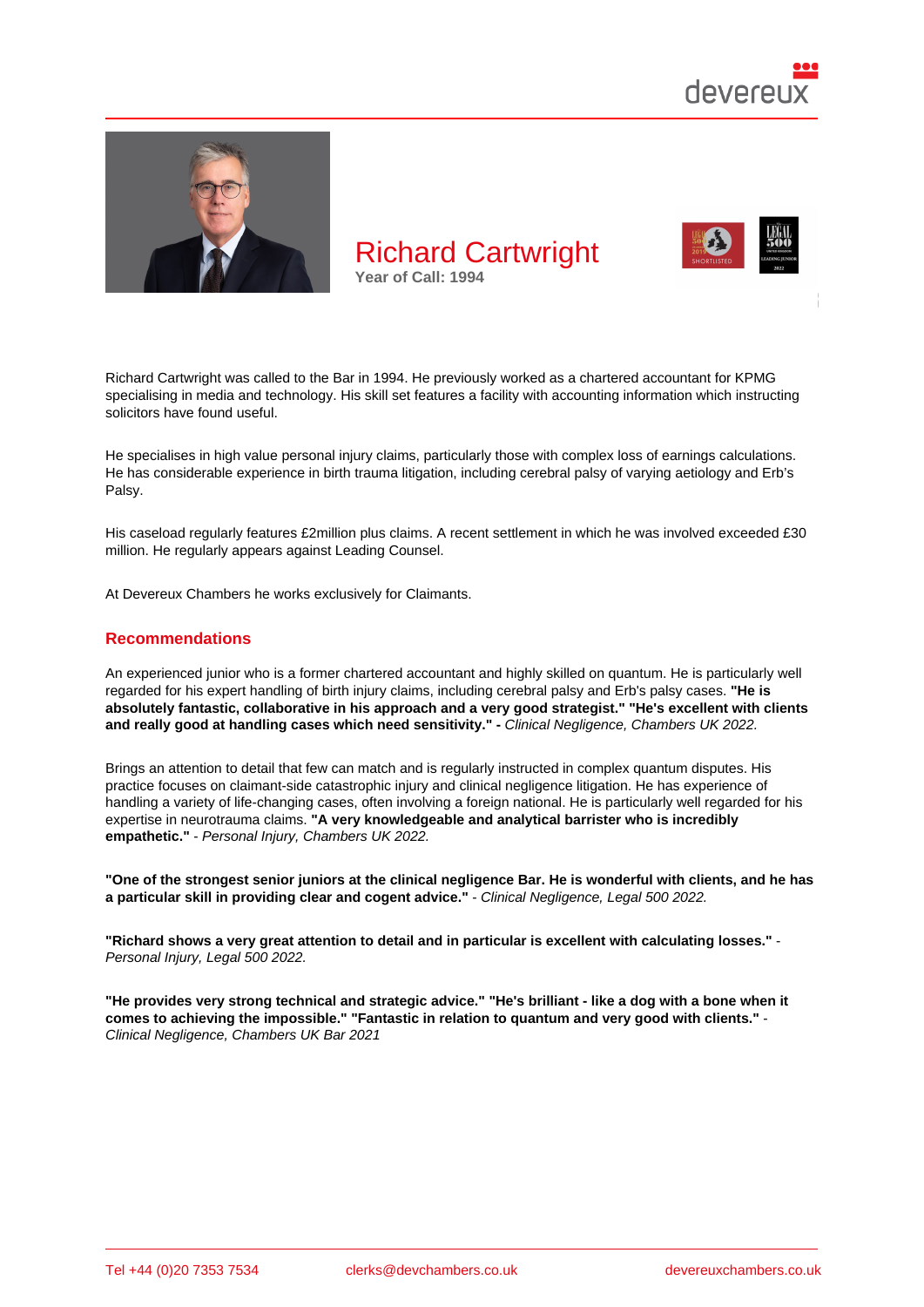# Richard Cartwright

**Year of Call: 1994**

Richard Cartwright was called to the Bar in 1994. He previously worked as a chartered accountant for KPMG specialising in media and technology. His skill set features a facility with accounting information which instructing solicitors have found useful.

He specialises in high value personal injury claims, particularly those with complex loss of earnings calculations. He has considerable experience in birth trauma litigation, including cerebral palsy of varying aetiology and Erb's Palsy.

His caseload regularly features £2million plus claims. A recent settlement in which he was involved exceeded £30 million. He regularly appears against Leading Counsel.

At Devereux Chambers he works exclusively for Claimants.

## Recommendations

An experienced junior who is a former chartered accountant and highly skilled on quantum. He is particularly well regarded for his expert handling of birth injury claims, including cerebral palsy and Erb's palsy cases. **"He is absolutely fantastic, collaborative in his approach and a very good strategist." "He's excellent with clients and really good at handling cases which need sensitivity." -** *Clinical Negligence, Chambers UK 2022.*

Brings an attention to detail that few can match and is regularly instructed in complex quantum disputes. His practice focuses on claimant-side catastrophic injury and clinical negligence litigation. He has experience of handling a variety of life-changing cases, often involving a foreign national. He is particularly well regarded for his expertise in neurotrauma claims. **"A very knowledgeable and analytical barrister who is incredibly empathetic."** - *Personal Injury, Chambers UK 2022.*

**"One of the strongest senior juniors at the clinical negligence Bar. He is wonderful with clients, and he has a particular skill in providing clear and cogent advice."** - *Clinical Negligence, Legal 500 2022.*

**"Richard shows a very great attention to detail and in particular is excellent with calculating losses."** - *Personal Injury, Legal 500 2022.*

**"He provides very strong technical and strategic advice." "He's brilliant - like a dog with a bone when it comes to achieving the impossible." "Fantastic in relation to quantum and very good with clients."** - *Clinical Negligence, Chambers UK Bar 2021*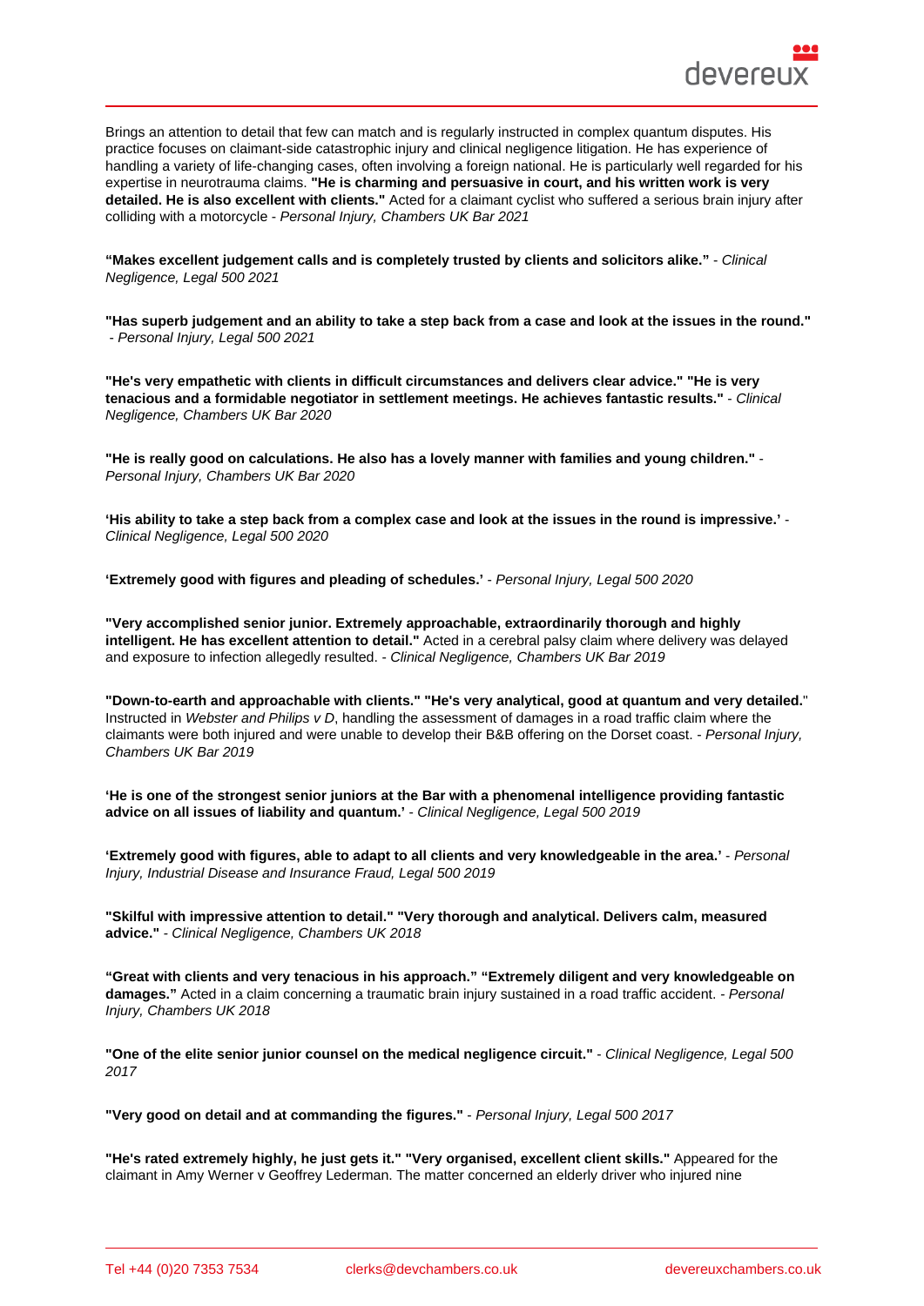Brings an attention to detail that few can match and is regularly instructed in complex quantum disputes. His practice focuses on claimant-side catastrophic injury and clinical negligence litigation. He has experience of handling a variety of life-changing cases, often involving a foreign national. He is particularly well regarded for his expertise in neurotrauma claims. **"He is charming and persuasive in court, and his written work is very detailed. He is also excellent with clients."** Acted for a claimant cyclist who suffered a serious brain injury after colliding with a motorcycle - *Personal Injury, Chambers UK Bar 2021*

**"Makes excellent judgement calls and is completely trusted by clients and solicitors alike."** - *Clinical Negligence, Legal 500 2021*

**"Has superb judgement and an ability to take a step back from a case and look at the issues in the round."** - *Personal Injury, Legal 500 2021*

**"He's very empathetic with clients in difficult circumstances and delivers clear advice." "He is very tenacious and a formidable negotiator in settlement meetings. He achieves fantastic results."** - *Clinical Negligence, Chambers UK Bar 2020*

**"He is really good on calculations. He also has a lovely manner with families and young children."** - *Personal Injury, Chambers UK Bar 2020*

**'His ability to take a step back from a complex case and look at the issues in the round is impressive.'** - *Clinical Negligence, Legal 500 2020*

**'Extremely good with figures and pleading of schedules.'** - *Personal Injury, Legal 500 2020*

**"Very accomplished senior junior. Extremely approachable, extraordinarily thorough and highly intelligent. He has excellent attention to detail."** Acted in a cerebral palsy claim where delivery was delayed and exposure to infection allegedly resulted. - *Clinical Negligence, Chambers UK Bar 2019*

**"Down-to-earth and approachable with clients." "He's very analytical, good at quantum and very detailed."** Instructed in *Webster and Philips v D*, handling the assessment of damages in a road traffic claim where the claimants were both injured and were unable to develop their B&B offering on the Dorset coast. - *Personal Injury, Chambers UK Bar 2019*

**'He is one of the strongest senior juniors at the Bar with a phenomenal intelligence providing fantastic advice on all issues of liability and quantum.'** - *Clinical Negligence, Legal 500 2019*

**'Extremely good with figures, able to adapt to all clients and very knowledgeable in the area.'** - *Personal Injury, Industrial Disease and Insurance Fraud, Legal 500 2019*

**"Skilful with impressive attention to detail." "Very thorough and analytical. Delivers calm, measured advice."** - *Clinical Negligence, Chambers UK 2018*

**"Great with clients and very tenacious in his approach." "Extremely diligent and very knowledgeable on damages."** Acted in a claim concerning a traumatic brain injury sustained in a road traffic accident. - *Personal Injury, Chambers UK 2018*

**"One of the elite senior junior counsel on the medical negligence circuit."** - *Clinical Negligence, Legal 500 2017*

**"Very good on detail and at commanding the figures."** - *Personal Injury, Legal 500 2017*

**"He's rated extremely highly, he just gets it." "Very organised, excellent client skills."** Appeared for the claimant in Amy Werner v Geoffrey Lederman. The matter concerned an elderly driver who injured nine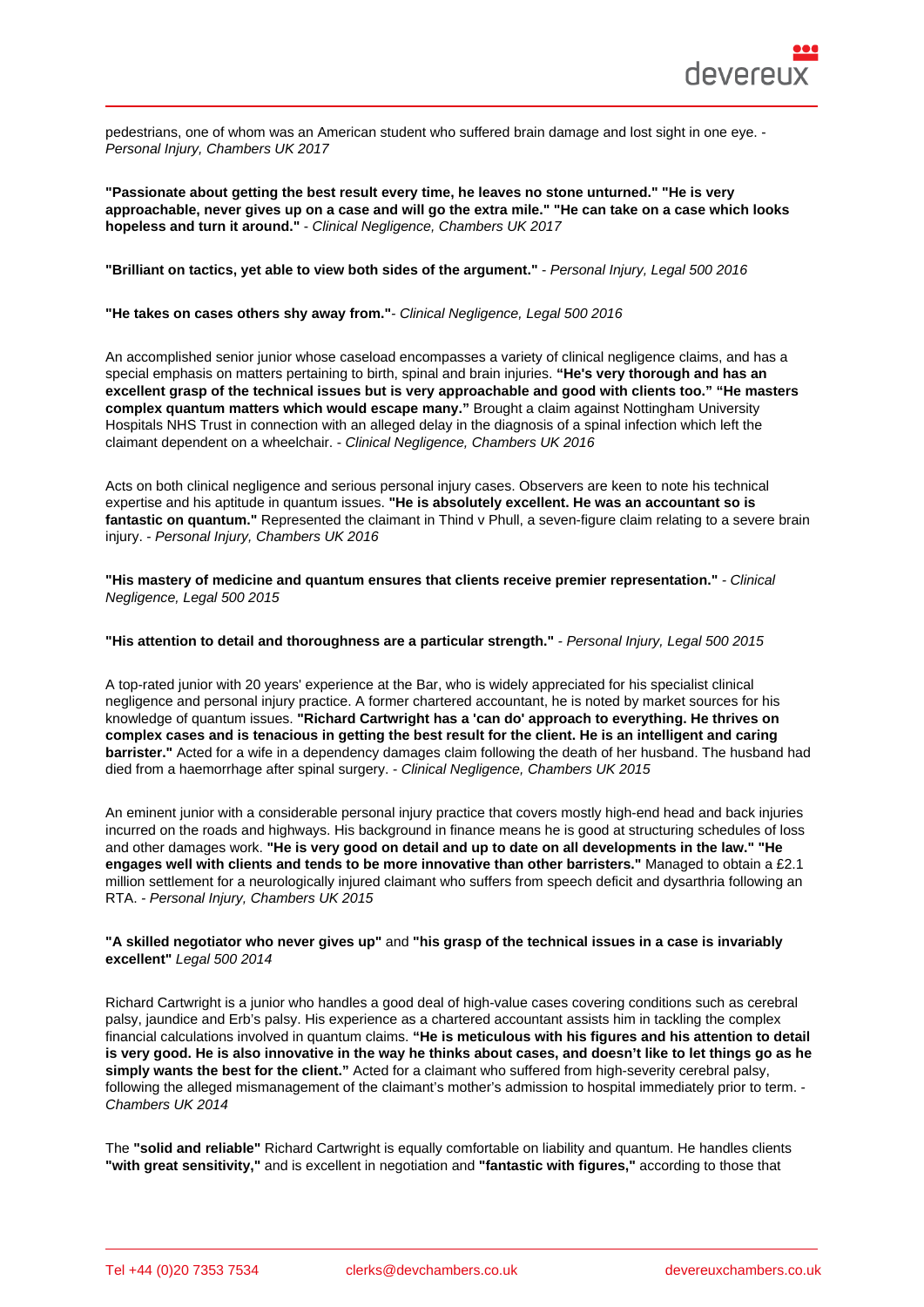pedestrians, one of whom was an American student who suffered brain damage and lost sight in one eye. - *Personal Injury, Chambers UK 2017*

**"Passionate about getting the best result every time, he leaves no stone unturned." "He is very approachable, never gives up on a case and will go the extra mile." "He can take on a case which looks hopeless and turn it around."** - *Clinical Negligence, Chambers UK 2017*

**"Brilliant on tactics, yet able to view both sides of the argument."** - *Personal Injury, Legal 500 2016*

**"He takes on cases others shy away from."**- *Clinical Negligence, Legal 500 2016*

An accomplished senior junior whose caseload encompasses a variety of clinical negligence claims, and has a special emphasis on matters pertaining to birth, spinal and brain injuries. **"He's very thorough and has an excellent grasp of the technical issues but is very approachable and good with clients too." "He masters complex quantum matters which would escape many."** Brought a claim against Nottingham University Hospitals NHS Trust in connection with an alleged delay in the diagnosis of a spinal infection which left the claimant dependent on a wheelchair. - *Clinical Negligence, Chambers UK 2016*

Acts on both clinical negligence and serious personal injury cases. Observers are keen to note his technical expertise and his aptitude in quantum issues. **"He is absolutely excellent. He was an accountant so is fantastic on quantum."** Represented the claimant in Thind v Phull, a seven-figure claim relating to a severe brain injury. - *Personal Injury, Chambers UK 2016*

**"His mastery of medicine and quantum ensures that clients receive premier representation."** - *Clinical Negligence, Legal 500 2015*

**"His attention to detail and thoroughness are a particular strength."** - *Personal Injury, Legal 500 2015*

A top-rated junior with 20 years' experience at the Bar, who is widely appreciated for his specialist clinical negligence and personal injury practice. A former chartered accountant, he is noted by market sources for his knowledge of quantum issues. **"Richard Cartwright has a 'can do' approach to everything. He thrives on complex cases and is tenacious in getting the best result for the client. He is an intelligent and caring barrister."** Acted for a wife in a dependency damages claim following the death of her husband. The husband had died from a haemorrhage after spinal surgery. - *Clinical Negligence, Chambers UK 2015*

An eminent junior with a considerable personal injury practice that covers mostly high-end head and back injuries incurred on the roads and highways. His background in finance means he is good at structuring schedules of loss and other damages work. **"He is very good on detail and up to date on all developments in the law." "He engages well with clients and tends to be more innovative than other barristers."** Managed to obtain a £2.1 million settlement for a neurologically injured claimant who suffers from speech deficit and dysarthria following an RTA. - *Personal Injury, Chambers UK 2015*

**"A skilled negotiator who never gives up"** and **"his grasp of the technical issues in a case is invariably excellent"** *Legal 500 2014*

Richard Cartwright is a junior who handles a good deal of high-value cases covering conditions such as cerebral palsy, jaundice and Erb's palsy. His experience as a chartered accountant assists him in tackling the complex financial calculations involved in quantum claims. **"He is meticulous with his figures and his attention to detail is very good. He is also innovative in the way he thinks about cases, and doesn't like to let things go as he simply wants the best for the client."** Acted for a claimant who suffered from high-severity cerebral palsy, following the alleged mismanagement of the claimant's mother's admission to hospital immediately prior to term. - *Chambers UK 2014*

The **"solid and reliable"** Richard Cartwright is equally comfortable on liability and quantum. He handles clients **"with great sensitivity,"** and is excellent in negotiation and **"fantastic with figures,"** according to those that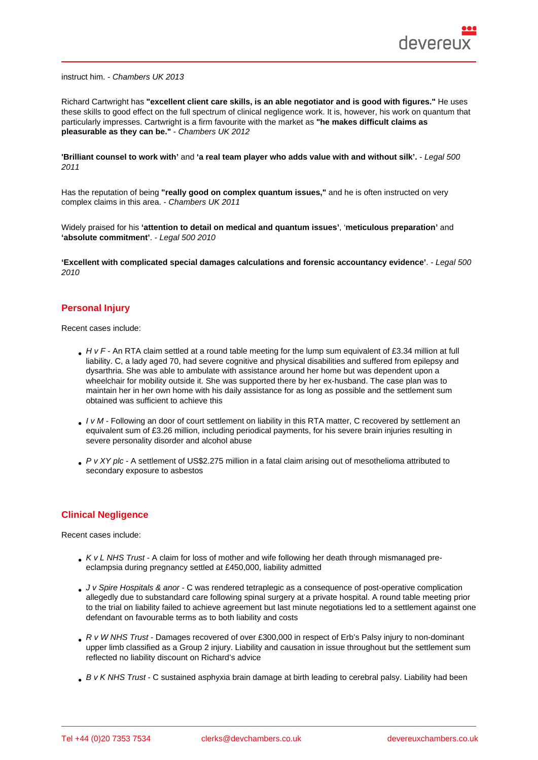instruct him. - *Chambers UK 2013*

Richard Cartwright has **"excellent client care skills, is an able negotiator and is good with figures."** He uses these skills to good effect on the full spectrum of clinical negligence work. It is, however, his work on quantum that particularly impresses. Cartwright is a firm favourite with the market as **"he makes difficult claims as pleasurable as they can be."** - *Chambers UK 2012*

**'Brilliant counsel to work with'** and **'a real team player who adds value with and without silk'.** - *Legal 500 2011*

Has the reputation of being **"really good on complex quantum issues,"** and he is often instructed on very complex claims in this area. - *Chambers UK 2011*

Widely praised for his **'attention to detail on medical and quantum issues'**, '**meticulous preparation'** and **'absolute commitment'**. - *Legal 500 2010*

**'Excellent with complicated special damages calculations and forensic accountancy evidence'**. - *Legal 500 2010*

## Personal Injury

Recent cases include:

- *H v F* - An RTA claim settled at a round table meeting for the lump sum equivalent of £3.34 million at full liability. C, a lady aged 70, had severe cognitive and physical disabilities and suffered from epilepsy and dysarthria. She was able to ambulate with assistance around her home but was dependent upon a wheelchair for mobility outside it. She was supported there by her ex-husband. The case plan was to maintain her in her own home with his daily assistance for as long as possible and the settlement sum obtained was sufficient to achieve this
- *I v M* - Following an door of court settlement on liability in this RTA matter, C recovered by settlement an equivalent sum of £3.26 million, including periodical payments, for his severe brain injuries resulting in severe personality disorder and alcohol abuse
- *P v XY plc* - A settlement of US$2.275 million in a fatal claim arising out of mesothelioma attributed to secondary exposure to asbestos

## Clinical Negligence

Recent cases include:

- *K v L NHS Trust* - A claim for loss of mother and wife following her death through mismanaged pre-eclampsia during pregnancy settled at £450,000, liability admitted
- *J v Spire Hospitals & anor* - C was rendered tetraplegic as a consequence of post-operative complication allegedly due to substandard care following spinal surgery at a private hospital. A round table meeting prior to the trial on liability failed to achieve agreement but last minute negotiations led to a settlement against one defendant on favourable terms as to both liability and costs
- *R v W NHS Trust* - Damages recovered of over £300,000 in respect of Erb's Palsy injury to non-dominant upper limb classified as a Group 2 injury. Liability and causation in issue throughout but the settlement sum reflected no liability discount on Richard's advice
- *B v K NHS Trust* - C sustained asphyxia brain damage at birth leading to cerebral palsy. Liability had been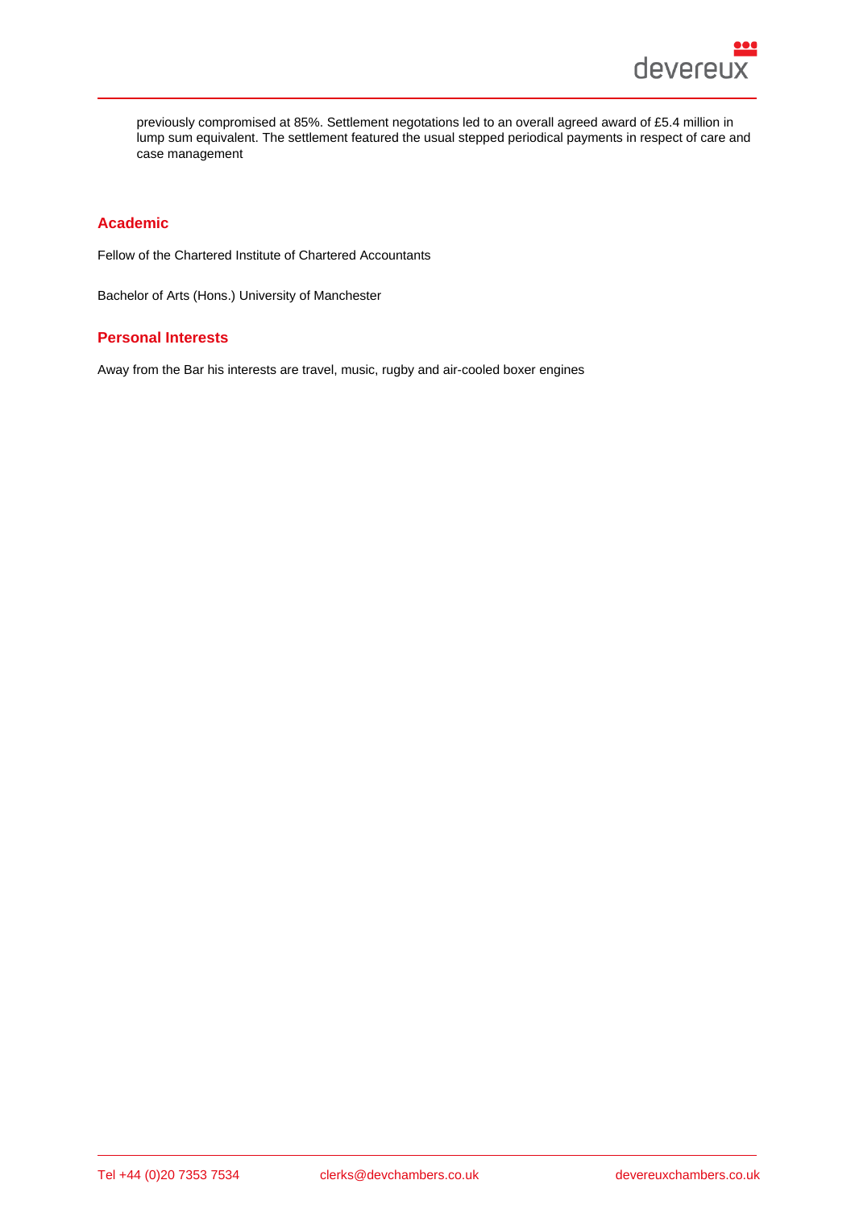previously compromised at 85%. Settlement negotations led to an overall agreed award of £5.4 million in lump sum equivalent. The settlement featured the usual stepped periodical payments in respect of care and case management

## Academic

Fellow of the Chartered Institute of Chartered Accountants

Bachelor of Arts (Hons.) University of Manchester

## Personal Interests

Away from the Bar his interests are travel, music, rugby and air-cooled boxer engines